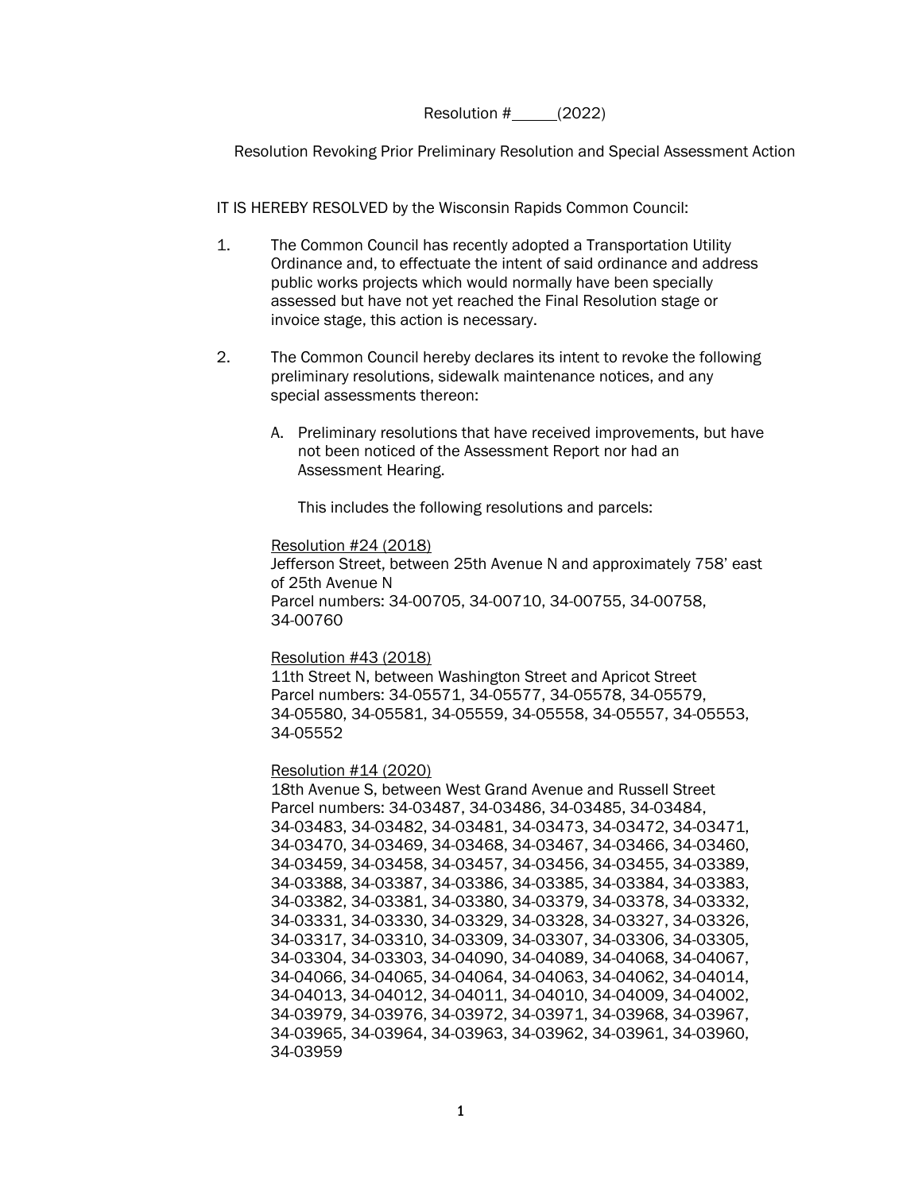Resolution #_____(2022)

Resolution Revoking Prior Preliminary Resolution and Special Assessment Action

IT IS HEREBY RESOLVED by the Wisconsin Rapids Common Council:

1. The Common Council has recently adopted a Transportation Utility Ordinance and, to effectuate the intent of said ordinance and address public works projects which would normally have been specially assessed but have not yet reached the Final Resolution stage or invoice stage, this action is necessary.

2. The Common Council hereby declares its intent to revoke the following preliminary resolutions, sidewalk maintenance notices, and any special assessments thereon:

   A. Preliminary resolutions that have received improvements, but have not been noticed of the Assessment Report nor had an Assessment Hearing.

      This includes the following resolutions and parcels:

      Resolution #24 (2018)
      Jefferson Street, between 25th Avenue N and approximately 758' east of 25th Avenue N
      Parcel numbers: 34-00705, 34-00710, 34-00755, 34-00758, 34-00760

      Resolution #43 (2018)
      11th Street N, between Washington Street and Apricot Street
      Parcel numbers: 34-05571, 34-05577, 34-05578, 34-05579, 34-05580, 34-05581, 34-05559, 34-05558, 34-05557, 34-05553, 34-05552

      Resolution #14 (2020)
      18th Avenue S, between West Grand Avenue and Russell Street
      Parcel numbers: 34-03487, 34-03486, 34-03485, 34-03484, 34-03483, 34-03482, 34-03481, 34-03473, 34-03472, 34-03471, 34-03470, 34-03469, 34-03468, 34-03467, 34-03466, 34-03460, 34-03459, 34-03458, 34-03457, 34-03456, 34-03455, 34-03389, 34-03388, 34-03387, 34-03386, 34-03385, 34-03384, 34-03383, 34-03382, 34-03381, 34-03380, 34-03379, 34-03378, 34-03332, 34-03331, 34-03330, 34-03329, 34-03328, 34-03327, 34-03326, 34-03317, 34-03310, 34-03309, 34-03307, 34-03306, 34-03305, 34-03304, 34-03303, 34-04090, 34-04089, 34-04068, 34-04067, 34-04066, 34-04065, 34-04064, 34-04063, 34-04062, 34-04014, 34-04013, 34-04012, 34-04011, 34-04010, 34-04009, 34-04002, 34-03979, 34-03976, 34-03972, 34-03971, 34-03968, 34-03967, 34-03965, 34-03964, 34-03963, 34-03962, 34-03961, 34-03960, 34-03959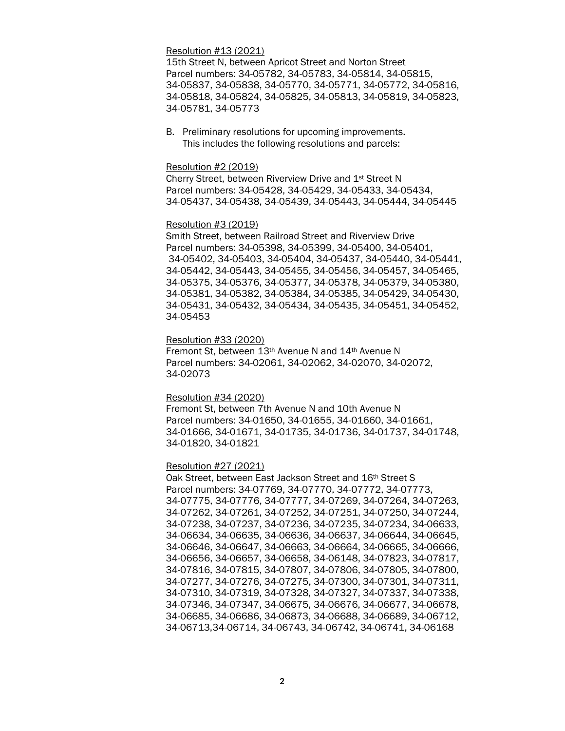Resolution #13 (2021)
15th Street N, between Apricot Street and Norton Street
Parcel numbers: 34-05782, 34-05783, 34-05814, 34-05815, 34-05837, 34-05838, 34-05770, 34-05771, 34-05772, 34-05816, 34-05818, 34-05824, 34-05825, 34-05813, 34-05819, 34-05823, 34-05781, 34-05773

B. Preliminary resolutions for upcoming improvements. This includes the following resolutions and parcels:

Resolution #2 (2019)
Cherry Street, between Riverview Drive and 1st Street N
Parcel numbers: 34-05428, 34-05429, 34-05433, 34-05434, 34-05437, 34-05438, 34-05439, 34-05443, 34-05444, 34-05445

Resolution #3 (2019)
Smith Street, between Railroad Street and Riverview Drive
Parcel numbers: 34-05398, 34-05399, 34-05400, 34-05401, 34-05402, 34-05403, 34-05404, 34-05437, 34-05440, 34-05441, 34-05442, 34-05443, 34-05455, 34-05456, 34-05457, 34-05465, 34-05375, 34-05376, 34-05377, 34-05378, 34-05379, 34-05380, 34-05381, 34-05382, 34-05384, 34-05385, 34-05429, 34-05430, 34-05431, 34-05432, 34-05434, 34-05435, 34-05451, 34-05452, 34-05453

Resolution #33 (2020)
Fremont St, between 13th Avenue N and 14th Avenue N
Parcel numbers: 34-02061, 34-02062, 34-02070, 34-02072, 34-02073

Resolution #34 (2020)
Fremont St, between 7th Avenue N and 10th Avenue N
Parcel numbers: 34-01650, 34-01655, 34-01660, 34-01661, 34-01666, 34-01671, 34-01735, 34-01736, 34-01737, 34-01748, 34-01820, 34-01821

Resolution #27 (2021)
Oak Street, between East Jackson Street and 16th Street S
Parcel numbers: 34-07769, 34-07770, 34-07772, 34-07773, 34-07775, 34-07776, 34-07777, 34-07269, 34-07264, 34-07263, 34-07262, 34-07261, 34-07252, 34-07251, 34-07250, 34-07244, 34-07238, 34-07237, 34-07236, 34-07235, 34-07234, 34-06633, 34-06634, 34-06635, 34-06636, 34-06637, 34-06644, 34-06645, 34-06646, 34-06647, 34-06663, 34-06664, 34-06665, 34-06666, 34-06656, 34-06657, 34-06658, 34-06148, 34-07823, 34-07817, 34-07816, 34-07815, 34-07807, 34-07806, 34-07805, 34-07800, 34-07277, 34-07276, 34-07275, 34-07300, 34-07301, 34-07311, 34-07310, 34-07319, 34-07328, 34-07327, 34-07337, 34-07338, 34-07346, 34-07347, 34-06675, 34-06676, 34-06677, 34-06678, 34-06685, 34-06686, 34-06873, 34-06688, 34-06689, 34-06712, 34-06713,34-06714, 34-06743, 34-06742, 34-06741, 34-06168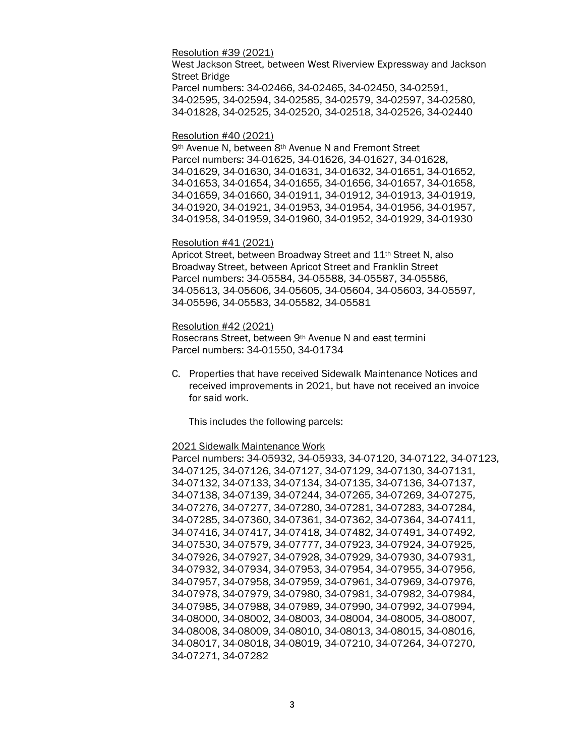<u>Resolution #39 (2021)</u>
West Jackson Street, between West Riverview Expressway and Jackson Street Bridge
Parcel numbers: 34-02466, 34-02465, 34-02450, 34-02591, 34-02595, 34-02594, 34-02585, 34-02579, 34-02597, 34-02580, 34-01828, 34-02525, 34-02520, 34-02518, 34-02526, 34-02440

<u>Resolution #40 (2021)</u>
9th Avenue N, between 8th Avenue N and Fremont Street
Parcel numbers: 34-01625, 34-01626, 34-01627, 34-01628, 34-01629, 34-01630, 34-01631, 34-01632, 34-01651, 34-01652, 34-01653, 34-01654, 34-01655, 34-01656, 34-01657, 34-01658, 34-01659, 34-01660, 34-01911, 34-01912, 34-01913, 34-01919, 34-01920, 34-01921, 34-01953, 34-01954, 34-01956, 34-01957, 34-01958, 34-01959, 34-01960, 34-01952, 34-01929, 34-01930

<u>Resolution #41 (2021)</u>
Apricot Street, between Broadway Street and 11th Street N, also Broadway Street, between Apricot Street and Franklin Street
Parcel numbers: 34-05584, 34-05588, 34-05587, 34-05586, 34-05613, 34-05606, 34-05605, 34-05604, 34-05603, 34-05597, 34-05596, 34-05583, 34-05582, 34-05581

<u>Resolution #42 (2021)</u>
Rosecrans Street, between 9th Avenue N and east termini
Parcel numbers: 34-01550, 34-01734

C. Properties that have received Sidewalk Maintenance Notices and received improvements in 2021, but have not received an invoice for said work.

   This includes the following parcels:

<u>2021 Sidewalk Maintenance Work</u>
Parcel numbers: 34-05932, 34-05933, 34-07120, 34-07122, 34-07123, 34-07125, 34-07126, 34-07127, 34-07129, 34-07130, 34-07131, 34-07132, 34-07133, 34-07134, 34-07135, 34-07136, 34-07137, 34-07138, 34-07139, 34-07244, 34-07265, 34-07269, 34-07275, 34-07276, 34-07277, 34-07280, 34-07281, 34-07283, 34-07284, 34-07285, 34-07360, 34-07361, 34-07362, 34-07364, 34-07411, 34-07416, 34-07417, 34-07418, 34-07482, 34-07491, 34-07492, 34-07530, 34-07579, 34-07777, 34-07923, 34-07924, 34-07925, 34-07926, 34-07927, 34-07928, 34-07929, 34-07930, 34-07931, 34-07932, 34-07934, 34-07953, 34-07954, 34-07955, 34-07956, 34-07957, 34-07958, 34-07959, 34-07961, 34-07969, 34-07976, 34-07978, 34-07979, 34-07980, 34-07981, 34-07982, 34-07984, 34-07985, 34-07988, 34-07989, 34-07990, 34-07992, 34-07994, 34-08000, 34-08002, 34-08003, 34-08004, 34-08005, 34-08007, 34-08008, 34-08009, 34-08010, 34-08013, 34-08015, 34-08016, 34-08017, 34-08018, 34-08019, 34-07210, 34-07264, 34-07270, 34-07271, 34-07282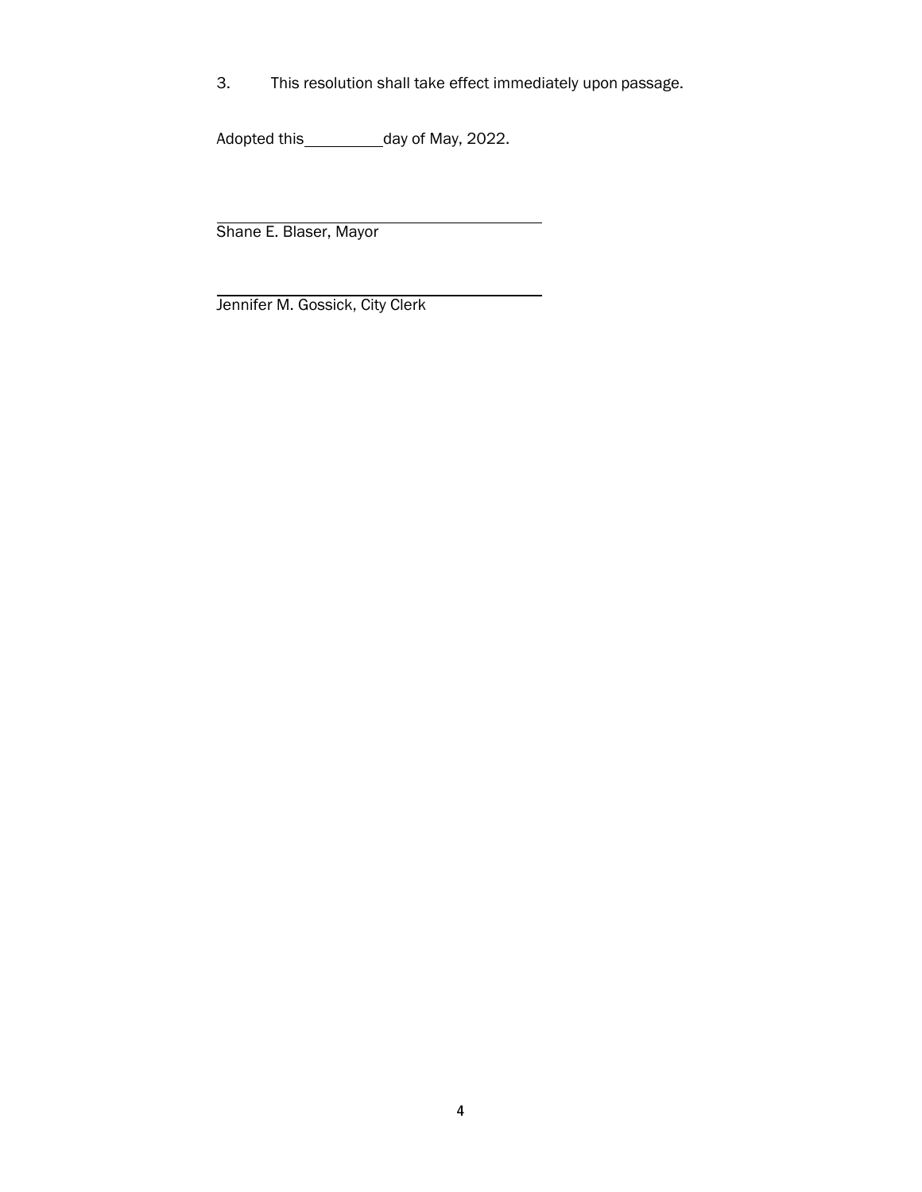3. This resolution shall take effect immediately upon passage.

Adopted this _________ day of May, 2022.

______________________________________
Shane E. Blaser, Mayor

______________________________________
Jennifer M. Gossick, City Clerk